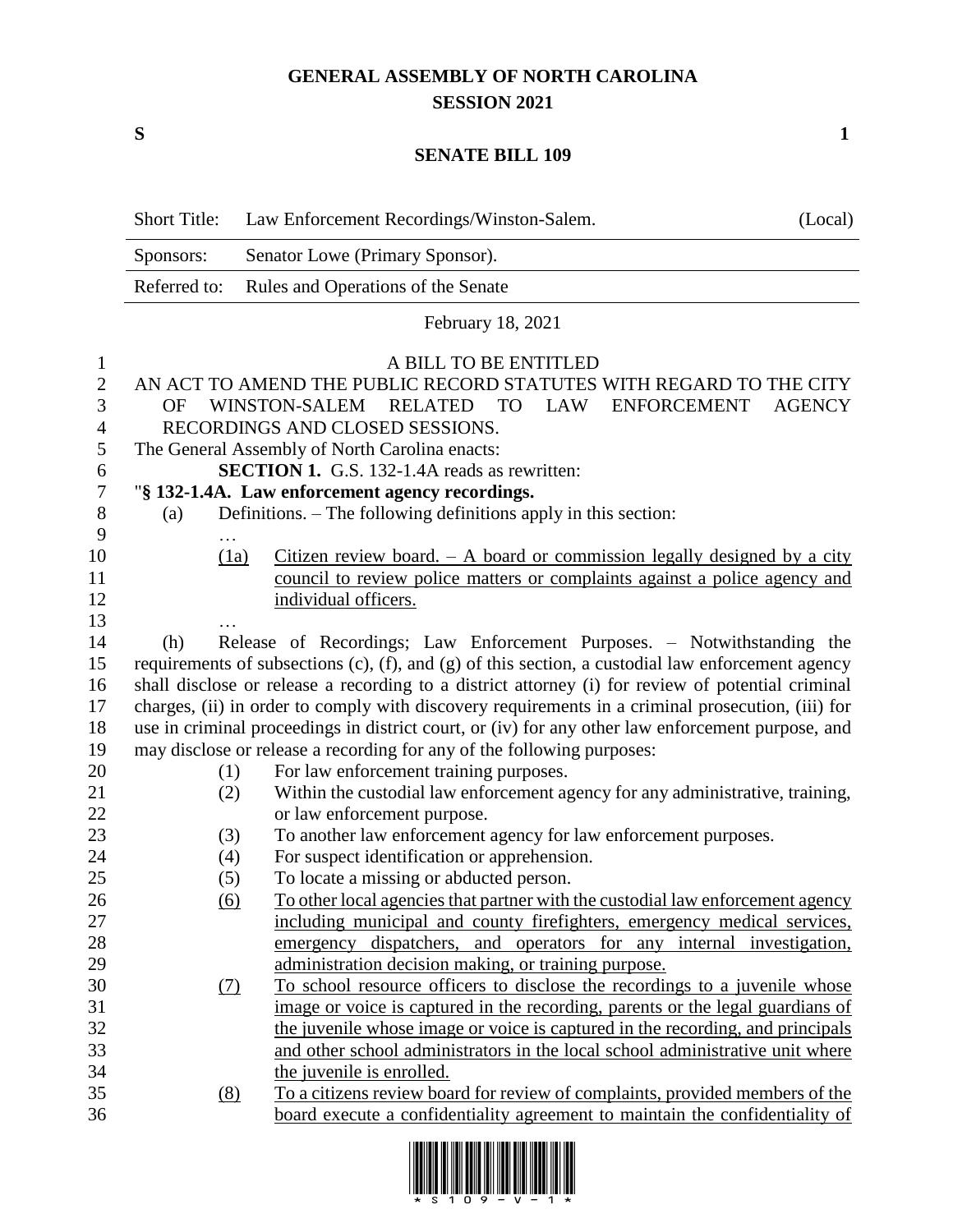# GENERAL ASSEMBLY OF NORTH CAROLINA
## SESSION 2021

**S** **1**

## SENATE BILL 109

| Short Title: | Law Enforcement Recordings/Winston-Salem. | (Local) |
|---|---|---|
| Sponsors: | Senator Lowe (Primary Sponsor). | |
| Referred to: | Rules and Operations of the Senate | |

February 18, 2021

A BILL TO BE ENTITLED

AN ACT TO AMEND THE PUBLIC RECORD STATUTES WITH REGARD TO THE CITY OF WINSTON-SALEM RELATED TO LAW ENFORCEMENT AGENCY RECORDINGS AND CLOSED SESSIONS.

The General Assembly of North Carolina enacts:

**SECTION 1.** G.S. 132-1.4A reads as rewritten:

"**§ 132-1.4A. Law enforcement agency recordings.**

(a) Definitions. – The following definitions apply in this section:

…

<u>(1a)</u> <u>Citizen review board. – A board or commission legally designed by a city council to review police matters or complaints against a police agency and individual officers.</u>

…

(h) Release of Recordings; Law Enforcement Purposes. – Notwithstanding the requirements of subsections (c), (f), and (g) of this section, a custodial law enforcement agency shall disclose or release a recording to a district attorney (i) for review of potential criminal charges, (ii) in order to comply with discovery requirements in a criminal prosecution, (iii) for use in criminal proceedings in district court, or (iv) for any other law enforcement purpose, and may disclose or release a recording for any of the following purposes:

(1) For law enforcement training purposes.

(2) Within the custodial law enforcement agency for any administrative, training, or law enforcement purpose.

(3) To another law enforcement agency for law enforcement purposes.

(4) For suspect identification or apprehension.

(5) To locate a missing or abducted person.

<u>(6)</u> <u>To other local agencies that partner with the custodial law enforcement agency including municipal and county firefighters, emergency medical services, emergency dispatchers, and operators for any internal investigation, administration decision making, or training purpose.</u>

<u>(7)</u> <u>To school resource officers to disclose the recordings to a juvenile whose image or voice is captured in the recording, parents or the legal guardians of the juvenile whose image or voice is captured in the recording, and principals and other school administrators in the local school administrative unit where the juvenile is enrolled.</u>

<u>(8)</u> <u>To a citizens review board for review of complaints, provided members of the board execute a confidentiality agreement to maintain the confidentiality of</u>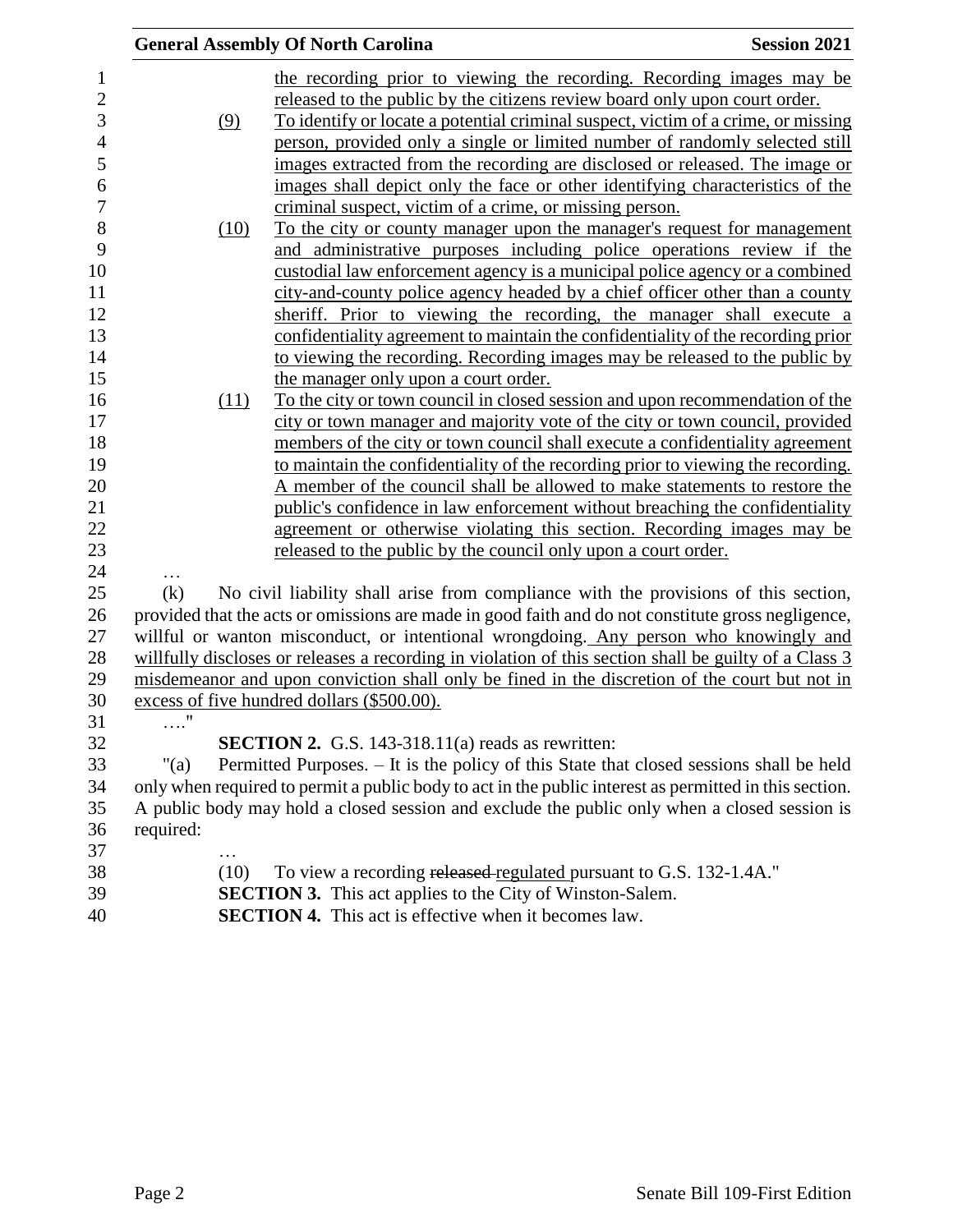the recording prior to viewing the recording. Recording images may be released to the public by the citizens review board only upon court order.

(9) To identify or locate a potential criminal suspect, victim of a crime, or missing person, provided only a single or limited number of randomly selected still images extracted from the recording are disclosed or released. The image or images shall depict only the face or other identifying characteristics of the criminal suspect, victim of a crime, or missing person.

(10) To the city or county manager upon the manager's request for management and administrative purposes including police operations review if the custodial law enforcement agency is a municipal police agency or a combined city-and-county police agency headed by a chief officer other than a county sheriff. Prior to viewing the recording, the manager shall execute a confidentiality agreement to maintain the confidentiality of the recording prior to viewing the recording. Recording images may be released to the public by the manager only upon a court order.

(11) To the city or town council in closed session and upon recommendation of the city or town manager and majority vote of the city or town council, provided members of the city or town council shall execute a confidentiality agreement to maintain the confidentiality of the recording prior to viewing the recording. A member of the council shall be allowed to make statements to restore the public's confidence in law enforcement without breaching the confidentiality agreement or otherwise violating this section. Recording images may be released to the public by the council only upon a court order.

…

(k) No civil liability shall arise from compliance with the provisions of this section, provided that the acts or omissions are made in good faith and do not constitute gross negligence, willful or wanton misconduct, or intentional wrongdoing. Any person who knowingly and willfully discloses or releases a recording in violation of this section shall be guilty of a Class 3 misdemeanor and upon conviction shall only be fined in the discretion of the court but not in excess of five hundred dollars ($500.00).

…."

**SECTION 2.** G.S. 143-318.11(a) reads as rewritten:

"(a) Permitted Purposes. – It is the policy of this State that closed sessions shall be held only when required to permit a public body to act in the public interest as permitted in this section. A public body may hold a closed session and exclude the public only when a closed session is required:

…

(10) To view a recording ~~released~~ regulated pursuant to G.S. 132-1.4A."

**SECTION 3.** This act applies to the City of Winston-Salem.

**SECTION 4.** This act is effective when it becomes law.